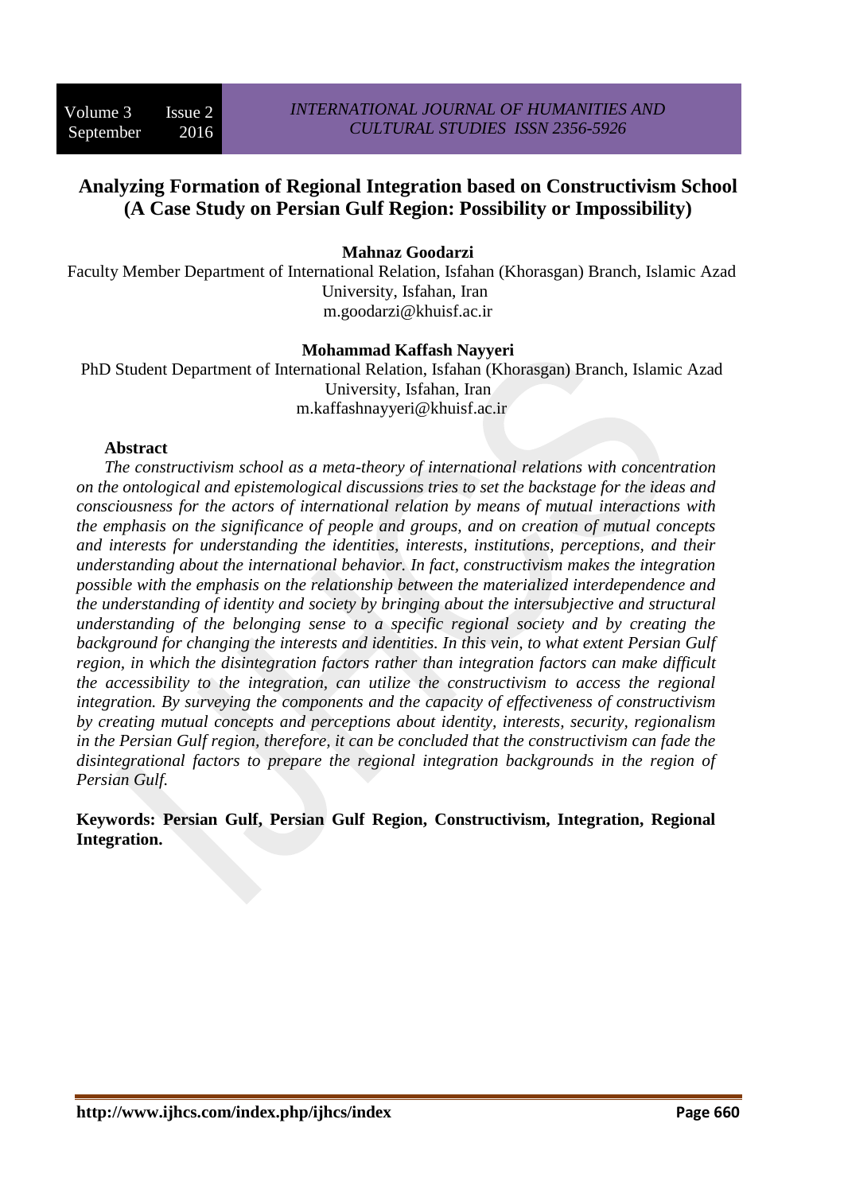# Analyzing Formation of Regional Integration based on Constructivism School (A Case Study on Persian Gulf Region: Possibility or Impossibility)

**Mahnaz Goodarzi**

Faculty Member Department of International Relation, Isfahan (Khorasgan) Branch, Islamic Azad University, Isfahan, Iran

m.goodarzi@khuisf.ac.ir

**Mohammad Kaffash Nayyeri**

PhD Student Department of International Relation, Isfahan (Khorasgan) Branch, Islamic Azad University, Isfahan, Iran

m.kaffashnayyeri@khuisf.ac.ir

**Abstract**

*The constructivism school as a meta-theory of international relations with concentration on the ontological and epistemological discussions tries to set the backstage for the ideas and consciousness for the actors of international relation by means of mutual interactions with the emphasis on the significance of people and groups, and on creation of mutual concepts and interests for understanding the identities, interests, institutions, perceptions, and their understanding about the international behavior. In fact, constructivism makes the integration possible with the emphasis on the relationship between the materialized interdependence and the understanding of identity and society by bringing about the intersubjective and structural understanding of the belonging sense to a specific regional society and by creating the background for changing the interests and identities. In this vein, to what extent Persian Gulf region, in which the disintegration factors rather than integration factors can make difficult the accessibility to the integration, can utilize the constructivism to access the regional integration. By surveying the components and the capacity of effectiveness of constructivism by creating mutual concepts and perceptions about identity, interests, security, regionalism in the Persian Gulf region, therefore, it can be concluded that the constructivism can fade the disintegrational factors to prepare the regional integration backgrounds in the region of Persian Gulf.*

**Keywords: Persian Gulf, Persian Gulf Region, Constructivism, Integration, Regional Integration.**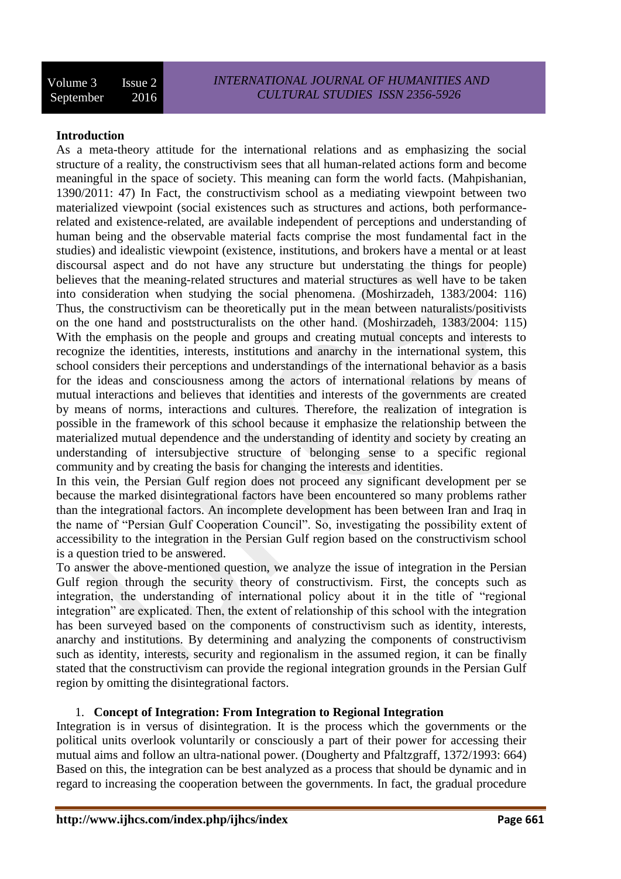**Introduction**

As a meta-theory attitude for the international relations and as emphasizing the social structure of a reality, the constructivism sees that all human-related actions form and become meaningful in the space of society. This meaning can form the world facts. (Mahpishanian, 1390/2011: 47) In Fact, the constructivism school as a mediating viewpoint between two materialized viewpoint (social existences such as structures and actions, both performance-related and existence-related, are available independent of perceptions and understanding of human being and the observable material facts comprise the most fundamental fact in the studies) and idealistic viewpoint (existence, institutions, and brokers have a mental or at least discoursal aspect and do not have any structure but understating the things for people) believes that the meaning-related structures and material structures as well have to be taken into consideration when studying the social phenomena. (Moshirzadeh, 1383/2004: 116) Thus, the constructivism can be theoretically put in the mean between naturalists/positivists on the one hand and poststructuralists on the other hand. (Moshirzadeh, 1383/2004: 115) With the emphasis on the people and groups and creating mutual concepts and interests to recognize the identities, interests, institutions and anarchy in the international system, this school considers their perceptions and understandings of the international behavior as a basis for the ideas and consciousness among the actors of international relations by means of mutual interactions and believes that identities and interests of the governments are created by means of norms, interactions and cultures. Therefore, the realization of integration is possible in the framework of this school because it emphasize the relationship between the materialized mutual dependence and the understanding of identity and society by creating an understanding of intersubjective structure of belonging sense to a specific regional community and by creating the basis for changing the interests and identities.

In this vein, the Persian Gulf region does not proceed any significant development per se because the marked disintegrational factors have been encountered so many problems rather than the integrational factors. An incomplete development has been between Iran and Iraq in the name of "Persian Gulf Cooperation Council". So, investigating the possibility extent of accessibility to the integration in the Persian Gulf region based on the constructivism school is a question tried to be answered.

To answer the above-mentioned question, we analyze the issue of integration in the Persian Gulf region through the security theory of constructivism. First, the concepts such as integration, the understanding of international policy about it in the title of "regional integration" are explicated. Then, the extent of relationship of this school with the integration has been surveyed based on the components of constructivism such as identity, interests, anarchy and institutions. By determining and analyzing the components of constructivism such as identity, interests, security and regionalism in the assumed region, it can be finally stated that the constructivism can provide the regional integration grounds in the Persian Gulf region by omitting the disintegrational factors.

1. **Concept of Integration: From Integration to Regional Integration**

Integration is in versus of disintegration. It is the process which the governments or the political units overlook voluntarily or consciously a part of their power for accessing their mutual aims and follow an ultra-national power. (Dougherty and Pfaltzgraff, 1372/1993: 664) Based on this, the integration can be best analyzed as a process that should be dynamic and in regard to increasing the cooperation between the governments. In fact, the gradual procedure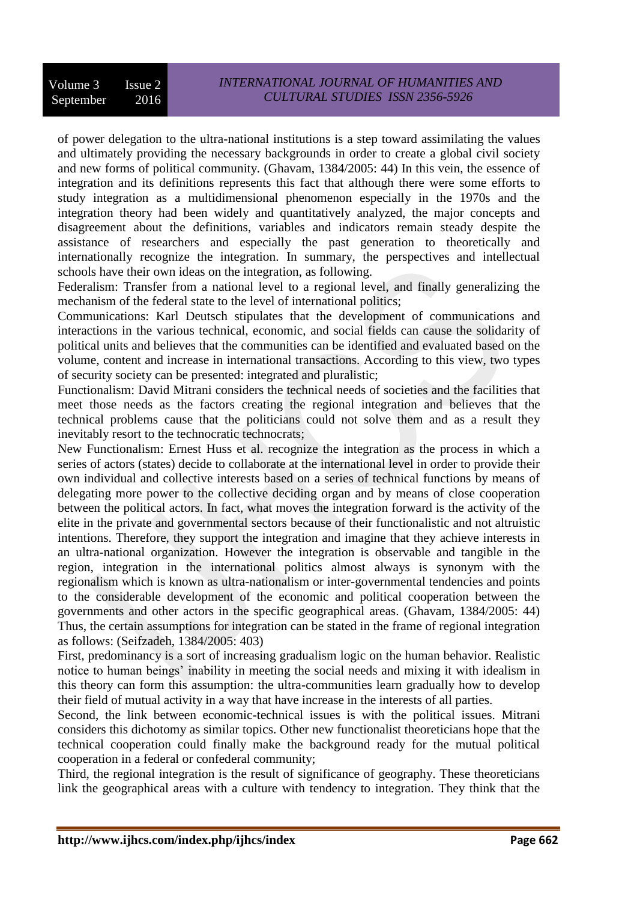of power delegation to the ultra-national institutions is a step toward assimilating the values and ultimately providing the necessary backgrounds in order to create a global civil society and new forms of political community. (Ghavam, 1384/2005: 44) In this vein, the essence of integration and its definitions represents this fact that although there were some efforts to study integration as a multidimensional phenomenon especially in the 1970s and the integration theory had been widely and quantitatively analyzed, the major concepts and disagreement about the definitions, variables and indicators remain steady despite the assistance of researchers and especially the past generation to theoretically and internationally recognize the integration. In summary, the perspectives and intellectual schools have their own ideas on the integration, as following.

Federalism: Transfer from a national level to a regional level, and finally generalizing the mechanism of the federal state to the level of international politics;

Communications: Karl Deutsch stipulates that the development of communications and interactions in the various technical, economic, and social fields can cause the solidarity of political units and believes that the communities can be identified and evaluated based on the volume, content and increase in international transactions. According to this view, two types of security society can be presented: integrated and pluralistic;

Functionalism: David Mitrani considers the technical needs of societies and the facilities that meet those needs as the factors creating the regional integration and believes that the technical problems cause that the politicians could not solve them and as a result they inevitably resort to the technocratic technocrats;

New Functionalism: Ernest Huss et al. recognize the integration as the process in which a series of actors (states) decide to collaborate at the international level in order to provide their own individual and collective interests based on a series of technical functions by means of delegating more power to the collective deciding organ and by means of close cooperation between the political actors. In fact, what moves the integration forward is the activity of the elite in the private and governmental sectors because of their functionalistic and not altruistic intentions. Therefore, they support the integration and imagine that they achieve interests in an ultra-national organization. However the integration is observable and tangible in the region, integration in the international politics almost always is synonym with the regionalism which is known as ultra-nationalism or inter-governmental tendencies and points to the considerable development of the economic and political cooperation between the governments and other actors in the specific geographical areas. (Ghavam, 1384/2005: 44) Thus, the certain assumptions for integration can be stated in the frame of regional integration as follows: (Seifzadeh, 1384/2005: 403)

First, predominancy is a sort of increasing gradualism logic on the human behavior. Realistic notice to human beings' inability in meeting the social needs and mixing it with idealism in this theory can form this assumption: the ultra-communities learn gradually how to develop their field of mutual activity in a way that have increase in the interests of all parties.

Second, the link between economic-technical issues is with the political issues. Mitrani considers this dichotomy as similar topics. Other new functionalist theoreticians hope that the technical cooperation could finally make the background ready for the mutual political cooperation in a federal or confederal community;

Third, the regional integration is the result of significance of geography. These theoreticians link the geographical areas with a culture with tendency to integration. They think that the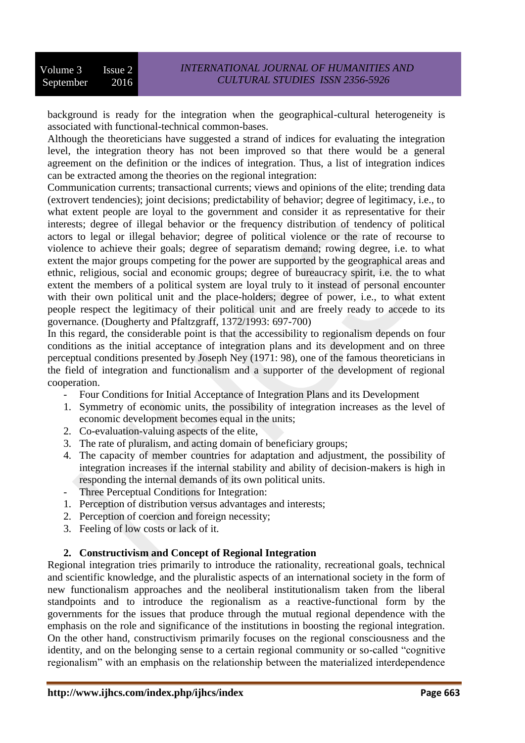background is ready for the integration when the geographical-cultural heterogeneity is associated with functional-technical common-bases.

Although the theoreticians have suggested a strand of indices for evaluating the integration level, the integration theory has not been improved so that there would be a general agreement on the definition or the indices of integration. Thus, a list of integration indices can be extracted among the theories on the regional integration:

Communication currents; transactional currents; views and opinions of the elite; trending data (extrovert tendencies); joint decisions; predictability of behavior; degree of legitimacy, i.e., to what extent people are loyal to the government and consider it as representative for their interests; degree of illegal behavior or the frequency distribution of tendency of political actors to legal or illegal behavior; degree of political violence or the rate of recourse to violence to achieve their goals; degree of separatism demand; rowing degree, i.e. to what extent the major groups competing for the power are supported by the geographical areas and ethnic, religious, social and economic groups; degree of bureaucracy spirit, i.e. the to what extent the members of a political system are loyal truly to it instead of personal encounter with their own political unit and the place-holders; degree of power, i.e., to what extent people respect the legitimacy of their political unit and are freely ready to accede to its governance. (Dougherty and Pfaltzgraff, 1372/1993: 697-700)

In this regard, the considerable point is that the accessibility to regionalism depends on four conditions as the initial acceptance of integration plans and its development and on three perceptual conditions presented by Joseph Ney (1971: 98), one of the famous theoreticians in the field of integration and functionalism and a supporter of the development of regional cooperation.

- Four Conditions for Initial Acceptance of Integration Plans and its Development

1. Symmetry of economic units, the possibility of integration increases as the level of economic development becomes equal in the units;
2. Co-evaluation-valuing aspects of the elite,
3. The rate of pluralism, and acting domain of beneficiary groups;
4. The capacity of member countries for adaptation and adjustment, the possibility of integration increases if the internal stability and ability of decision-makers is high in responding the internal demands of its own political units.

- Three Perceptual Conditions for Integration:

1. Perception of distribution versus advantages and interests;
2. Perception of coercion and foreign necessity;
3. Feeling of low costs or lack of it.

## 2. Constructivism and Concept of Regional Integration

Regional integration tries primarily to introduce the rationality, recreational goals, technical and scientific knowledge, and the pluralistic aspects of an international society in the form of new functionalism approaches and the neoliberal institutionalism taken from the liberal standpoints and to introduce the regionalism as a reactive-functional form by the governments for the issues that produce through the mutual regional dependence with the emphasis on the role and significance of the institutions in boosting the regional integration. On the other hand, constructivism primarily focuses on the regional consciousness and the identity, and on the belonging sense to a certain regional community or so-called "cognitive regionalism" with an emphasis on the relationship between the materialized interdependence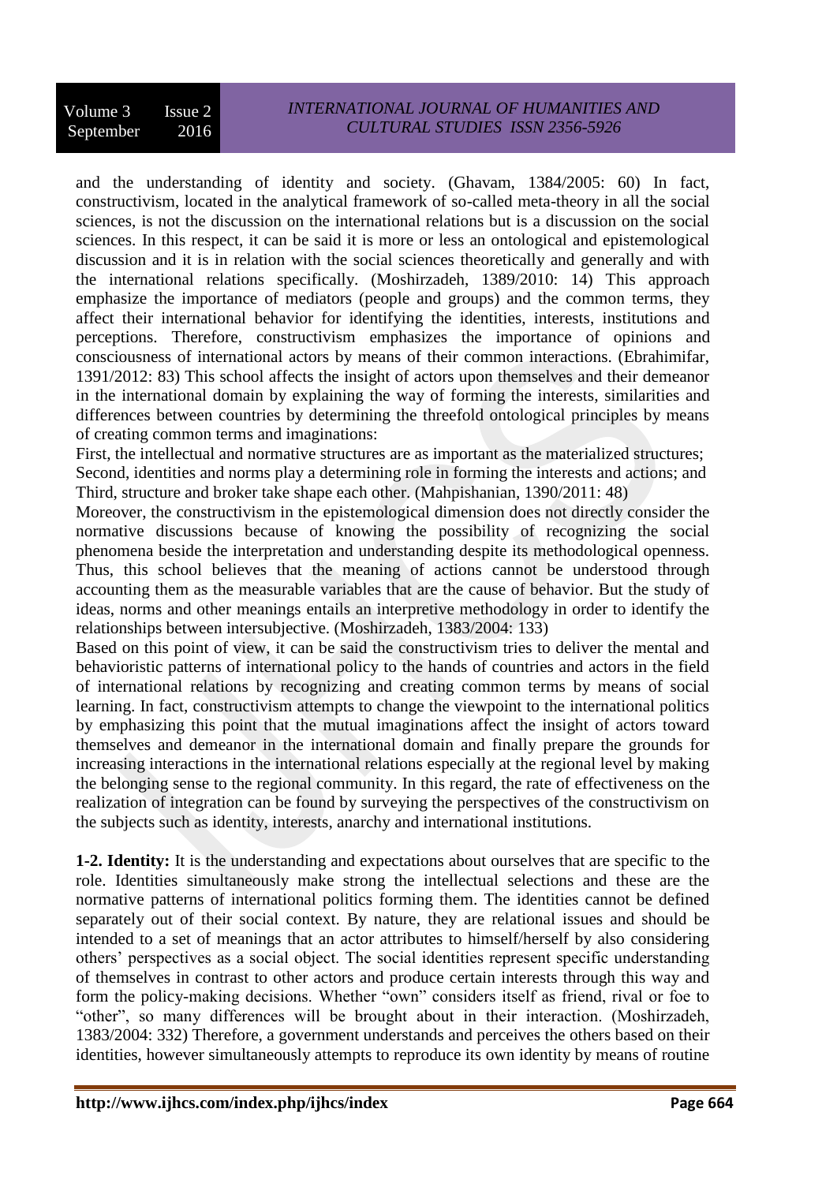and the understanding of identity and society. (Ghavam, 1384/2005: 60) In fact, constructivism, located in the analytical framework of so-called meta-theory in all the social sciences, is not the discussion on the international relations but is a discussion on the social sciences. In this respect, it can be said it is more or less an ontological and epistemological discussion and it is in relation with the social sciences theoretically and generally and with the international relations specifically. (Moshirzadeh, 1389/2010: 14) This approach emphasize the importance of mediators (people and groups) and the common terms, they affect their international behavior for identifying the identities, interests, institutions and perceptions. Therefore, constructivism emphasizes the importance of opinions and consciousness of international actors by means of their common interactions. (Ebrahimifar, 1391/2012: 83) This school affects the insight of actors upon themselves and their demeanor in the international domain by explaining the way of forming the interests, similarities and differences between countries by determining the threefold ontological principles by means of creating common terms and imaginations:

First, the intellectual and normative structures are as important as the materialized structures;
Second, identities and norms play a determining role in forming the interests and actions; and
Third, structure and broker take shape each other. (Mahpishanian, 1390/2011: 48)

Moreover, the constructivism in the epistemological dimension does not directly consider the normative discussions because of knowing the possibility of recognizing the social phenomena beside the interpretation and understanding despite its methodological openness. Thus, this school believes that the meaning of actions cannot be understood through accounting them as the measurable variables that are the cause of behavior. But the study of ideas, norms and other meanings entails an interpretive methodology in order to identify the relationships between intersubjective. (Moshirzadeh, 1383/2004: 133)

Based on this point of view, it can be said the constructivism tries to deliver the mental and behavioristic patterns of international policy to the hands of countries and actors in the field of international relations by recognizing and creating common terms by means of social learning. In fact, constructivism attempts to change the viewpoint to the international politics by emphasizing this point that the mutual imaginations affect the insight of actors toward themselves and demeanor in the international domain and finally prepare the grounds for increasing interactions in the international relations especially at the regional level by making the belonging sense to the regional community. In this regard, the rate of effectiveness on the realization of integration can be found by surveying the perspectives of the constructivism on the subjects such as identity, interests, anarchy and international institutions.

**1-2. Identity:** It is the understanding and expectations about ourselves that are specific to the role. Identities simultaneously make strong the intellectual selections and these are the normative patterns of international politics forming them. The identities cannot be defined separately out of their social context. By nature, they are relational issues and should be intended to a set of meanings that an actor attributes to himself/herself by also considering others' perspectives as a social object. The social identities represent specific understanding of themselves in contrast to other actors and produce certain interests through this way and form the policy-making decisions. Whether "own" considers itself as friend, rival or foe to "other", so many differences will be brought about in their interaction. (Moshirzadeh, 1383/2004: 332) Therefore, a government understands and perceives the others based on their identities, however simultaneously attempts to reproduce its own identity by means of routine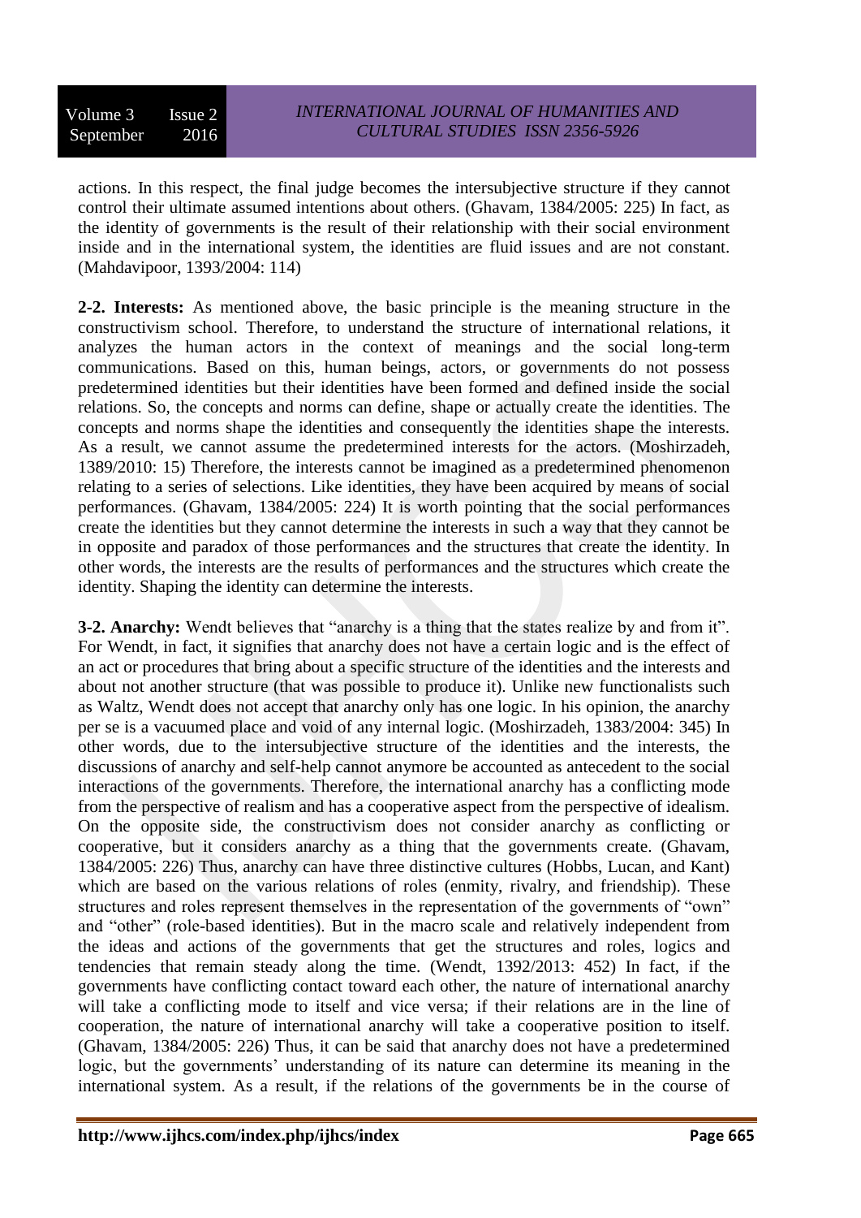actions. In this respect, the final judge becomes the intersubjective structure if they cannot control their ultimate assumed intentions about others. (Ghavam, 1384/2005: 225) In fact, as the identity of governments is the result of their relationship with their social environment inside and in the international system, the identities are fluid issues and are not constant. (Mahdavipoor, 1393/2004: 114)

**2-2. Interests:** As mentioned above, the basic principle is the meaning structure in the constructivism school. Therefore, to understand the structure of international relations, it analyzes the human actors in the context of meanings and the social long-term communications. Based on this, human beings, actors, or governments do not possess predetermined identities but their identities have been formed and defined inside the social relations. So, the concepts and norms can define, shape or actually create the identities. The concepts and norms shape the identities and consequently the identities shape the interests. As a result, we cannot assume the predetermined interests for the actors. (Moshirzadeh, 1389/2010: 15) Therefore, the interests cannot be imagined as a predetermined phenomenon relating to a series of selections. Like identities, they have been acquired by means of social performances. (Ghavam, 1384/2005: 224) It is worth pointing that the social performances create the identities but they cannot determine the interests in such a way that they cannot be in opposite and paradox of those performances and the structures that create the identity. In other words, the interests are the results of performances and the structures which create the identity. Shaping the identity can determine the interests.

**3-2. Anarchy:** Wendt believes that "anarchy is a thing that the states realize by and from it". For Wendt, in fact, it signifies that anarchy does not have a certain logic and is the effect of an act or procedures that bring about a specific structure of the identities and the interests and about not another structure (that was possible to produce it). Unlike new functionalists such as Waltz, Wendt does not accept that anarchy only has one logic. In his opinion, the anarchy per se is a vacuumed place and void of any internal logic. (Moshirzadeh, 1383/2004: 345) In other words, due to the intersubjective structure of the identities and the interests, the discussions of anarchy and self-help cannot anymore be accounted as antecedent to the social interactions of the governments. Therefore, the international anarchy has a conflicting mode from the perspective of realism and has a cooperative aspect from the perspective of idealism. On the opposite side, the constructivism does not consider anarchy as conflicting or cooperative, but it considers anarchy as a thing that the governments create. (Ghavam, 1384/2005: 226) Thus, anarchy can have three distinctive cultures (Hobbs, Lucan, and Kant) which are based on the various relations of roles (enmity, rivalry, and friendship). These structures and roles represent themselves in the representation of the governments of "own" and "other" (role-based identities). But in the macro scale and relatively independent from the ideas and actions of the governments that get the structures and roles, logics and tendencies that remain steady along the time. (Wendt, 1392/2013: 452) In fact, if the governments have conflicting contact toward each other, the nature of international anarchy will take a conflicting mode to itself and vice versa; if their relations are in the line of cooperation, the nature of international anarchy will take a cooperative position to itself. (Ghavam, 1384/2005: 226) Thus, it can be said that anarchy does not have a predetermined logic, but the governments' understanding of its nature can determine its meaning in the international system. As a result, if the relations of the governments be in the course of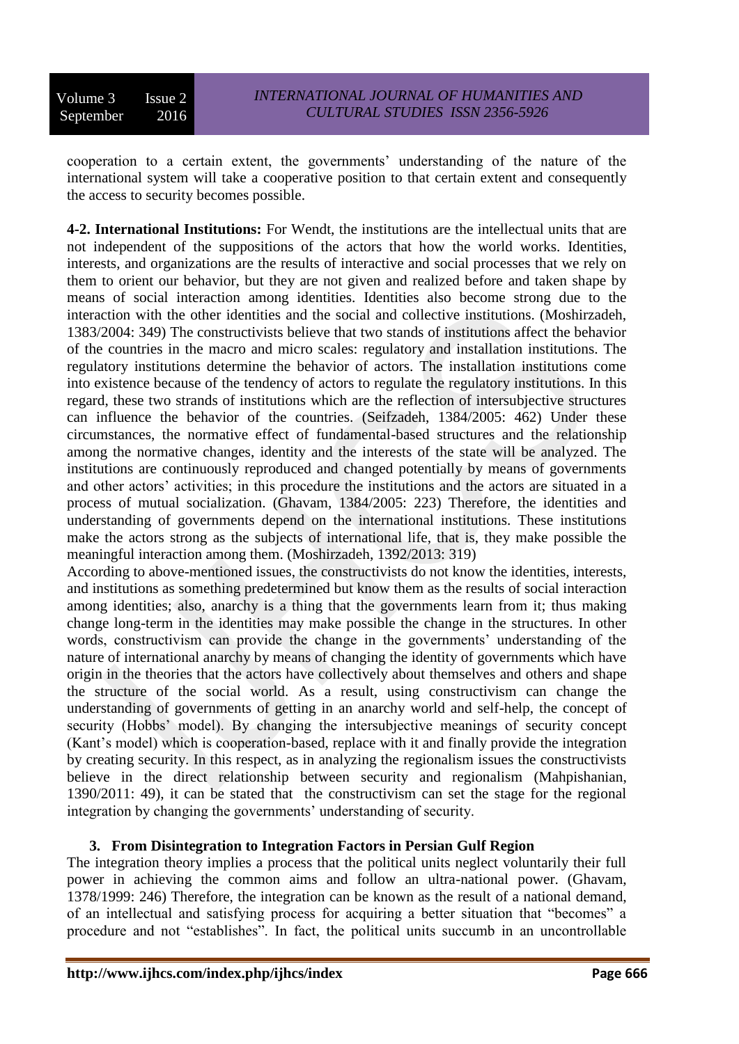cooperation to a certain extent, the governments' understanding of the nature of the international system will take a cooperative position to that certain extent and consequently the access to security becomes possible.

**4-2. International Institutions:** For Wendt, the institutions are the intellectual units that are not independent of the suppositions of the actors that how the world works. Identities, interests, and organizations are the results of interactive and social processes that we rely on them to orient our behavior, but they are not given and realized before and taken shape by means of social interaction among identities. Identities also become strong due to the interaction with the other identities and the social and collective institutions. (Moshirzadeh, 1383/2004: 349) The constructivists believe that two stands of institutions affect the behavior of the countries in the macro and micro scales: regulatory and installation institutions. The regulatory institutions determine the behavior of actors. The installation institutions come into existence because of the tendency of actors to regulate the regulatory institutions. In this regard, these two strands of institutions which are the reflection of intersubjective structures can influence the behavior of the countries. (Seifzadeh, 1384/2005: 462) Under these circumstances, the normative effect of fundamental-based structures and the relationship among the normative changes, identity and the interests of the state will be analyzed. The institutions are continuously reproduced and changed potentially by means of governments and other actors' activities; in this procedure the institutions and the actors are situated in a process of mutual socialization. (Ghavam, 1384/2005: 223) Therefore, the identities and understanding of governments depend on the international institutions. These institutions make the actors strong as the subjects of international life, that is, they make possible the meaningful interaction among them. (Moshirzadeh, 1392/2013: 319)

According to above-mentioned issues, the constructivists do not know the identities, interests, and institutions as something predetermined but know them as the results of social interaction among identities; also, anarchy is a thing that the governments learn from it; thus making change long-term in the identities may make possible the change in the structures. In other words, constructivism can provide the change in the governments' understanding of the nature of international anarchy by means of changing the identity of governments which have origin in the theories that the actors have collectively about themselves and others and shape the structure of the social world. As a result, using constructivism can change the understanding of governments of getting in an anarchy world and self-help, the concept of security (Hobbs' model). By changing the intersubjective meanings of security concept (Kant's model) which is cooperation-based, replace with it and finally provide the integration by creating security. In this respect, as in analyzing the regionalism issues the constructivists believe in the direct relationship between security and regionalism (Mahpishanian, 1390/2011: 49), it can be stated that the constructivism can set the stage for the regional integration by changing the governments' understanding of security.

## 3. From Disintegration to Integration Factors in Persian Gulf Region

The integration theory implies a process that the political units neglect voluntarily their full power in achieving the common aims and follow an ultra-national power. (Ghavam, 1378/1999: 246) Therefore, the integration can be known as the result of a national demand, of an intellectual and satisfying process for acquiring a better situation that "becomes" a procedure and not "establishes". In fact, the political units succumb in an uncontrollable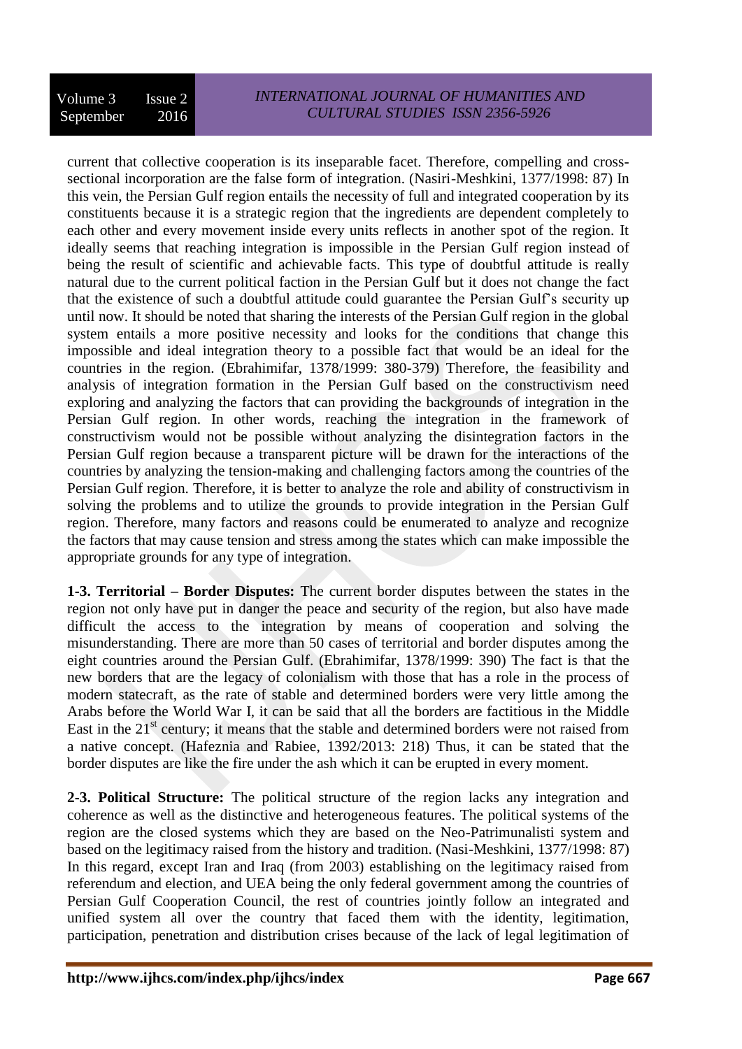current that collective cooperation is its inseparable facet. Therefore, compelling and cross-sectional incorporation are the false form of integration. (Nasiri-Meshkini, 1377/1998: 87) In this vein, the Persian Gulf region entails the necessity of full and integrated cooperation by its constituents because it is a strategic region that the ingredients are dependent completely to each other and every movement inside every units reflects in another spot of the region. It ideally seems that reaching integration is impossible in the Persian Gulf region instead of being the result of scientific and achievable facts. This type of doubtful attitude is really natural due to the current political faction in the Persian Gulf but it does not change the fact that the existence of such a doubtful attitude could guarantee the Persian Gulf's security up until now. It should be noted that sharing the interests of the Persian Gulf region in the global system entails a more positive necessity and looks for the conditions that change this impossible and ideal integration theory to a possible fact that would be an ideal for the countries in the region. (Ebrahimifar, 1378/1999: 380-379) Therefore, the feasibility and analysis of integration formation in the Persian Gulf based on the constructivism need exploring and analyzing the factors that can providing the backgrounds of integration in the Persian Gulf region. In other words, reaching the integration in the framework of constructivism would not be possible without analyzing the disintegration factors in the Persian Gulf region because a transparent picture will be drawn for the interactions of the countries by analyzing the tension-making and challenging factors among the countries of the Persian Gulf region. Therefore, it is better to analyze the role and ability of constructivism in solving the problems and to utilize the grounds to provide integration in the Persian Gulf region. Therefore, many factors and reasons could be enumerated to analyze and recognize the factors that may cause tension and stress among the states which can make impossible the appropriate grounds for any type of integration.

**1-3. Territorial – Border Disputes:** The current border disputes between the states in the region not only have put in danger the peace and security of the region, but also have made difficult the access to the integration by means of cooperation and solving the misunderstanding. There are more than 50 cases of territorial and border disputes among the eight countries around the Persian Gulf. (Ebrahimifar, 1378/1999: 390) The fact is that the new borders that are the legacy of colonialism with those that has a role in the process of modern statecraft, as the rate of stable and determined borders were very little among the Arabs before the World War I, it can be said that all the borders are factitious in the Middle East in the 21st century; it means that the stable and determined borders were not raised from a native concept. (Hafeznia and Rabiee, 1392/2013: 218) Thus, it can be stated that the border disputes are like the fire under the ash which it can be erupted in every moment.

**2-3. Political Structure:** The political structure of the region lacks any integration and coherence as well as the distinctive and heterogeneous features. The political systems of the region are the closed systems which they are based on the Neo-Patrimunalisti system and based on the legitimacy raised from the history and tradition. (Nasi-Meshkini, 1377/1998: 87) In this regard, except Iran and Iraq (from 2003) establishing on the legitimacy raised from referendum and election, and UEA being the only federal government among the countries of Persian Gulf Cooperation Council, the rest of countries jointly follow an integrated and unified system all over the country that faced them with the identity, legitimation, participation, penetration and distribution crises because of the lack of legal legitimation of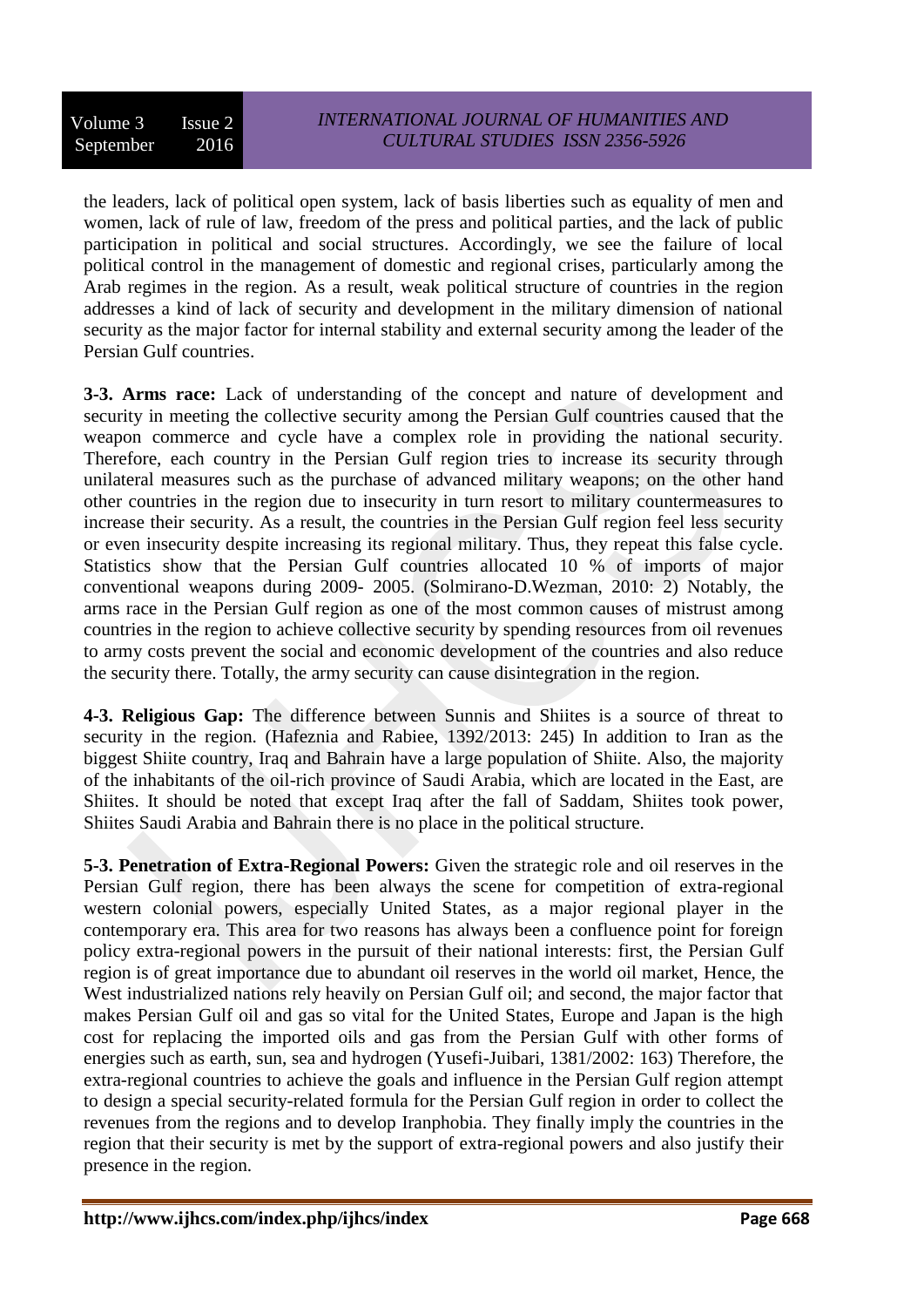the leaders, lack of political open system, lack of basis liberties such as equality of men and women, lack of rule of law, freedom of the press and political parties, and the lack of public participation in political and social structures. Accordingly, we see the failure of local political control in the management of domestic and regional crises, particularly among the Arab regimes in the region. As a result, weak political structure of countries in the region addresses a kind of lack of security and development in the military dimension of national security as the major factor for internal stability and external security among the leader of the Persian Gulf countries.

**3-3. Arms race:** Lack of understanding of the concept and nature of development and security in meeting the collective security among the Persian Gulf countries caused that the weapon commerce and cycle have a complex role in providing the national security. Therefore, each country in the Persian Gulf region tries to increase its security through unilateral measures such as the purchase of advanced military weapons; on the other hand other countries in the region due to insecurity in turn resort to military countermeasures to increase their security. As a result, the countries in the Persian Gulf region feel less security or even insecurity despite increasing its regional military. Thus, they repeat this false cycle. Statistics show that the Persian Gulf countries allocated 10 % of imports of major conventional weapons during 2009- 2005. (Solmirano-D.Wezman, 2010: 2) Notably, the arms race in the Persian Gulf region as one of the most common causes of mistrust among countries in the region to achieve collective security by spending resources from oil revenues to army costs prevent the social and economic development of the countries and also reduce the security there. Totally, the army security can cause disintegration in the region.

**4-3. Religious Gap:** The difference between Sunnis and Shiites is a source of threat to security in the region. (Hafeznia and Rabiee, 1392/2013: 245) In addition to Iran as the biggest Shiite country, Iraq and Bahrain have a large population of Shiite. Also, the majority of the inhabitants of the oil-rich province of Saudi Arabia, which are located in the East, are Shiites. It should be noted that except Iraq after the fall of Saddam, Shiites took power, Shiites Saudi Arabia and Bahrain there is no place in the political structure.

**5-3. Penetration of Extra-Regional Powers:** Given the strategic role and oil reserves in the Persian Gulf region, there has been always the scene for competition of extra-regional western colonial powers, especially United States, as a major regional player in the contemporary era. This area for two reasons has always been a confluence point for foreign policy extra-regional powers in the pursuit of their national interests: first, the Persian Gulf region is of great importance due to abundant oil reserves in the world oil market, Hence, the West industrialized nations rely heavily on Persian Gulf oil; and second, the major factor that makes Persian Gulf oil and gas so vital for the United States, Europe and Japan is the high cost for replacing the imported oils and gas from the Persian Gulf with other forms of energies such as earth, sun, sea and hydrogen (Yusefi-Juibari, 1381/2002: 163) Therefore, the extra-regional countries to achieve the goals and influence in the Persian Gulf region attempt to design a special security-related formula for the Persian Gulf region in order to collect the revenues from the regions and to develop Iranphobia. They finally imply the countries in the region that their security is met by the support of extra-regional powers and also justify their presence in the region.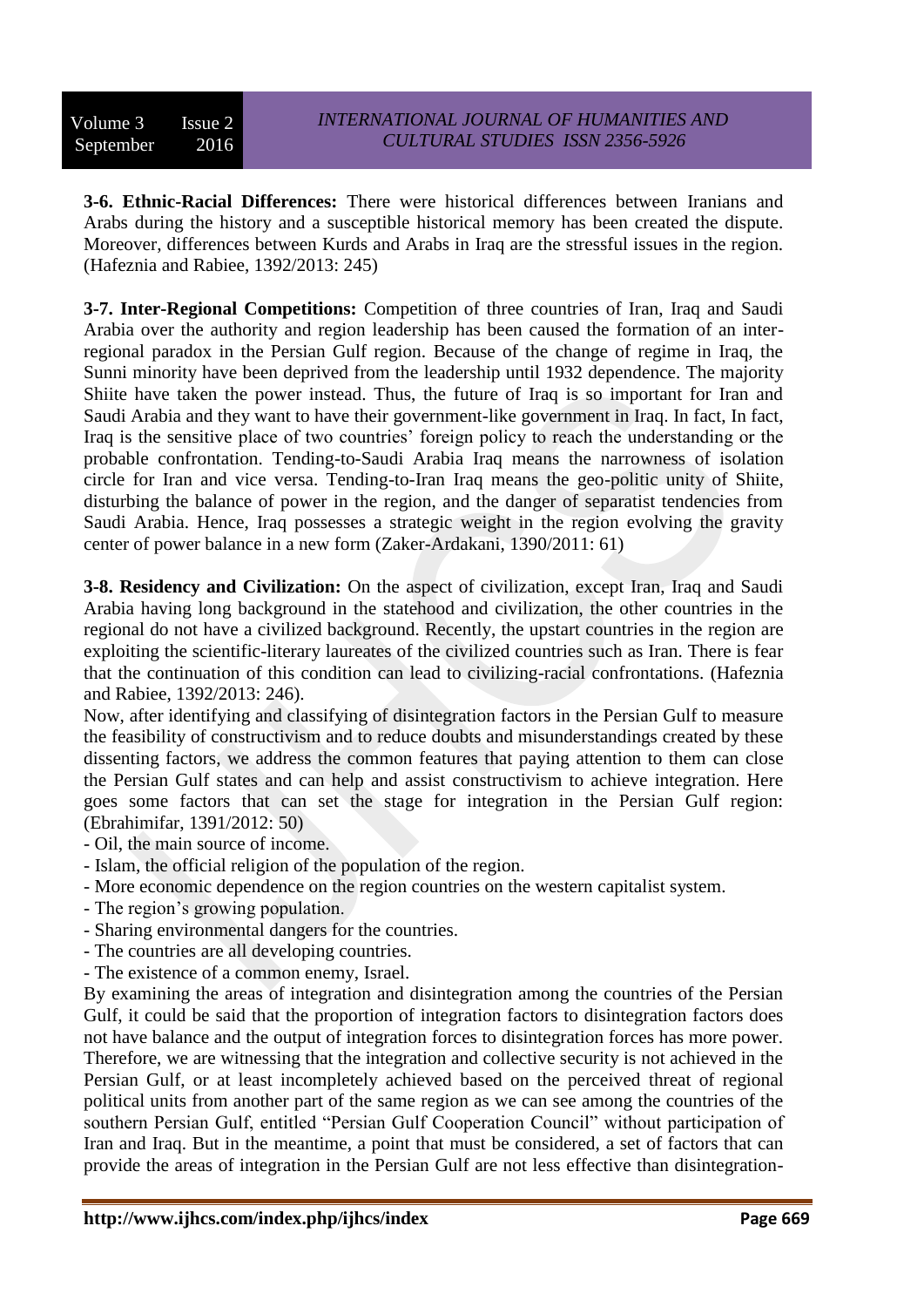**3-6. Ethnic-Racial Differences:** There were historical differences between Iranians and Arabs during the history and a susceptible historical memory has been created the dispute. Moreover, differences between Kurds and Arabs in Iraq are the stressful issues in the region. (Hafeznia and Rabiee, 1392/2013: 245)

**3-7. Inter-Regional Competitions:** Competition of three countries of Iran, Iraq and Saudi Arabia over the authority and region leadership has been caused the formation of an inter-regional paradox in the Persian Gulf region. Because of the change of regime in Iraq, the Sunni minority have been deprived from the leadership until 1932 dependence. The majority Shiite have taken the power instead. Thus, the future of Iraq is so important for Iran and Saudi Arabia and they want to have their government-like government in Iraq. In fact, In fact, Iraq is the sensitive place of two countries' foreign policy to reach the understanding or the probable confrontation. Tending-to-Saudi Arabia Iraq means the narrowness of isolation circle for Iran and vice versa. Tending-to-Iran Iraq means the geo-politic unity of Shiite, disturbing the balance of power in the region, and the danger of separatist tendencies from Saudi Arabia. Hence, Iraq possesses a strategic weight in the region evolving the gravity center of power balance in a new form (Zaker-Ardakani, 1390/2011: 61)

**3-8. Residency and Civilization:** On the aspect of civilization, except Iran, Iraq and Saudi Arabia having long background in the statehood and civilization, the other countries in the regional do not have a civilized background. Recently, the upstart countries in the region are exploiting the scientific-literary laureates of the civilized countries such as Iran. There is fear that the continuation of this condition can lead to civilizing-racial confrontations. (Hafeznia and Rabiee, 1392/2013: 246).

Now, after identifying and classifying of disintegration factors in the Persian Gulf to measure the feasibility of constructivism and to reduce doubts and misunderstandings created by these dissenting factors, we address the common features that paying attention to them can close the Persian Gulf states and can help and assist constructivism to achieve integration. Here goes some factors that can set the stage for integration in the Persian Gulf region: (Ebrahimifar, 1391/2012: 50)

- Oil, the main source of income.
- Islam, the official religion of the population of the region.
- More economic dependence on the region countries on the western capitalist system.
- The region's growing population.
- Sharing environmental dangers for the countries.
- The countries are all developing countries.
- The existence of a common enemy, Israel.

By examining the areas of integration and disintegration among the countries of the Persian Gulf, it could be said that the proportion of integration factors to disintegration factors does not have balance and the output of integration forces to disintegration forces has more power. Therefore, we are witnessing that the integration and collective security is not achieved in the Persian Gulf, or at least incompletely achieved based on the perceived threat of regional political units from another part of the same region as we can see among the countries of the southern Persian Gulf, entitled "Persian Gulf Cooperation Council" without participation of Iran and Iraq. But in the meantime, a point that must be considered, a set of factors that can provide the areas of integration in the Persian Gulf are not less effective than disintegration-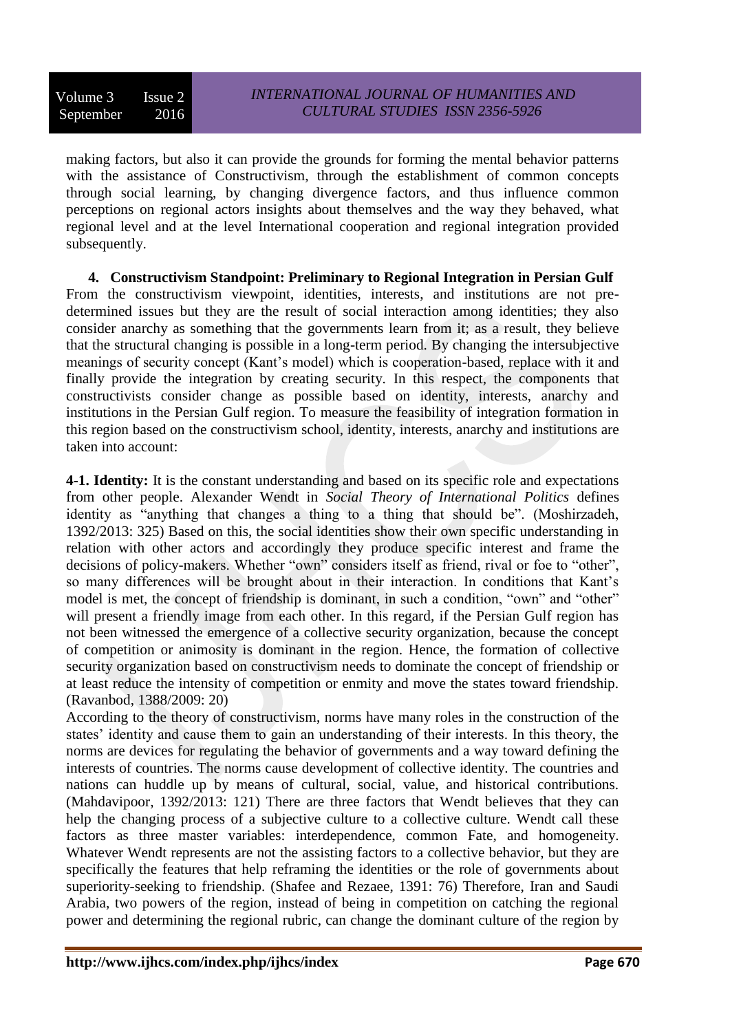making factors, but also it can provide the grounds for forming the mental behavior patterns with the assistance of Constructivism, through the establishment of common concepts through social learning, by changing divergence factors, and thus influence common perceptions on regional actors insights about themselves and the way they behaved, what regional level and at the level International cooperation and regional integration provided subsequently.

## 4. Constructivism Standpoint: Preliminary to Regional Integration in Persian Gulf

From the constructivism viewpoint, identities, interests, and institutions are not pre-determined issues but they are the result of social interaction among identities; they also consider anarchy as something that the governments learn from it; as a result, they believe that the structural changing is possible in a long-term period. By changing the intersubjective meanings of security concept (Kant's model) which is cooperation-based, replace with it and finally provide the integration by creating security. In this respect, the components that constructivists consider change as possible based on identity, interests, anarchy and institutions in the Persian Gulf region. To measure the feasibility of integration formation in this region based on the constructivism school, identity, interests, anarchy and institutions are taken into account:

**4-1. Identity:** It is the constant understanding and based on its specific role and expectations from other people. Alexander Wendt in *Social Theory of International Politics* defines identity as "anything that changes a thing to a thing that should be". (Moshirzadeh, 1392/2013: 325) Based on this, the social identities show their own specific understanding in relation with other actors and accordingly they produce specific interest and frame the decisions of policy-makers. Whether "own" considers itself as friend, rival or foe to "other", so many differences will be brought about in their interaction. In conditions that Kant's model is met, the concept of friendship is dominant, in such a condition, "own" and "other" will present a friendly image from each other. In this regard, if the Persian Gulf region has not been witnessed the emergence of a collective security organization, because the concept of competition or animosity is dominant in the region. Hence, the formation of collective security organization based on constructivism needs to dominate the concept of friendship or at least reduce the intensity of competition or enmity and move the states toward friendship. (Ravanbod, 1388/2009: 20)

According to the theory of constructivism, norms have many roles in the construction of the states' identity and cause them to gain an understanding of their interests. In this theory, the norms are devices for regulating the behavior of governments and a way toward defining the interests of countries. The norms cause development of collective identity. The countries and nations can huddle up by means of cultural, social, value, and historical contributions. (Mahdavipoor, 1392/2013: 121) There are three factors that Wendt believes that they can help the changing process of a subjective culture to a collective culture. Wendt call these factors as three master variables: interdependence, common Fate, and homogeneity. Whatever Wendt represents are not the assisting factors to a collective behavior, but they are specifically the features that help reframing the identities or the role of governments about superiority-seeking to friendship. (Shafee and Rezaee, 1391: 76) Therefore, Iran and Saudi Arabia, two powers of the region, instead of being in competition on catching the regional power and determining the regional rubric, can change the dominant culture of the region by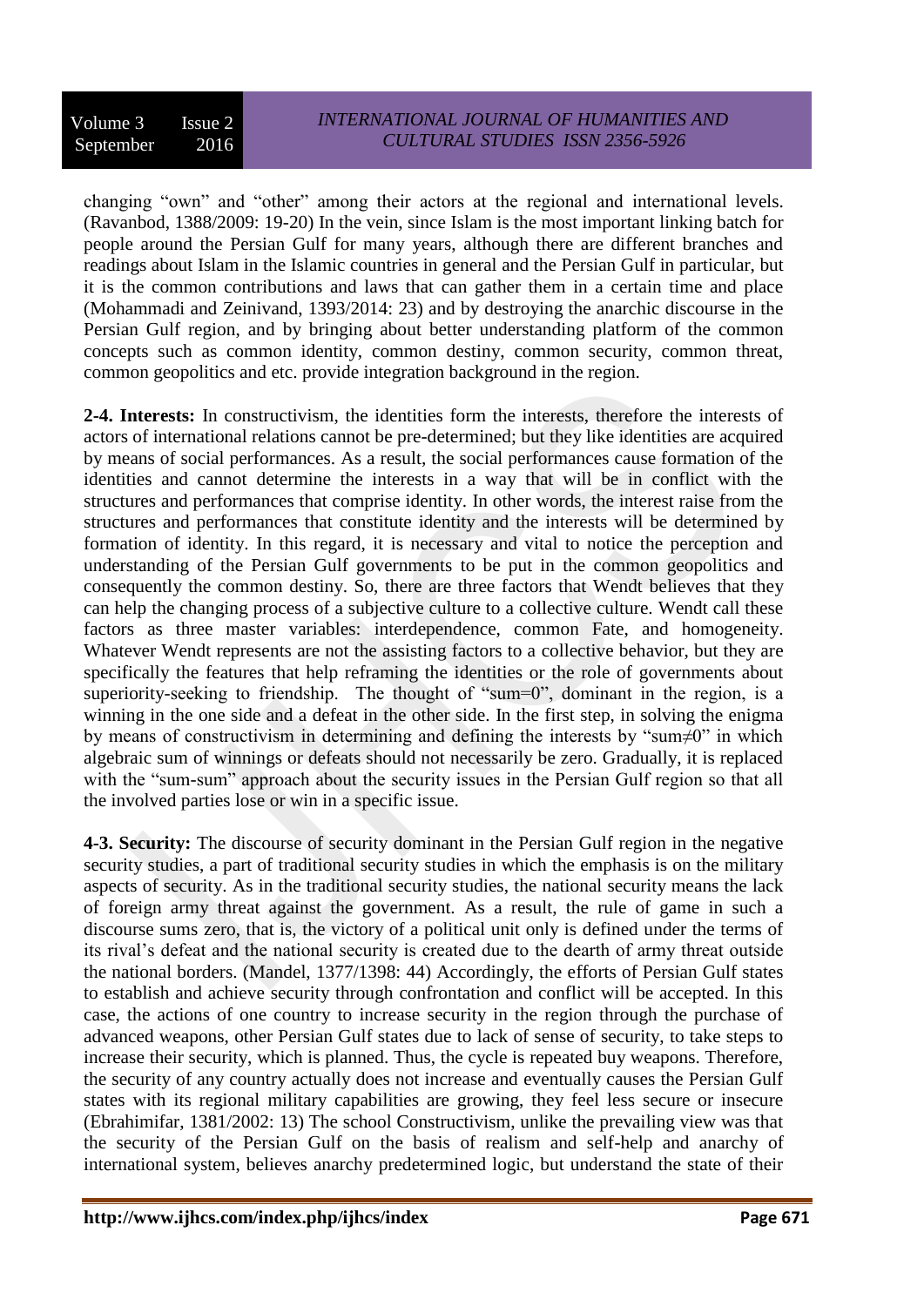changing "own" and "other" among their actors at the regional and international levels. (Ravanbod, 1388/2009: 19-20) In the vein, since Islam is the most important linking batch for people around the Persian Gulf for many years, although there are different branches and readings about Islam in the Islamic countries in general and the Persian Gulf in particular, but it is the common contributions and laws that can gather them in a certain time and place (Mohammadi and Zeinivand, 1393/2014: 23) and by destroying the anarchic discourse in the Persian Gulf region, and by bringing about better understanding platform of the common concepts such as common identity, common destiny, common security, common threat, common geopolitics and etc. provide integration background in the region.

**2-4. Interests:** In constructivism, the identities form the interests, therefore the interests of actors of international relations cannot be pre-determined; but they like identities are acquired by means of social performances. As a result, the social performances cause formation of the identities and cannot determine the interests in a way that will be in conflict with the structures and performances that comprise identity. In other words, the interest raise from the structures and performances that constitute identity and the interests will be determined by formation of identity. In this regard, it is necessary and vital to notice the perception and understanding of the Persian Gulf governments to be put in the common geopolitics and consequently the common destiny. So, there are three factors that Wendt believes that they can help the changing process of a subjective culture to a collective culture. Wendt call these factors as three master variables: interdependence, common Fate, and homogeneity. Whatever Wendt represents are not the assisting factors to a collective behavior, but they are specifically the features that help reframing the identities or the role of governments about superiority-seeking to friendship. The thought of "sum=0", dominant in the region, is a winning in the one side and a defeat in the other side. In the first step, in solving the enigma by means of constructivism in determining and defining the interests by "sum≠0" in which algebraic sum of winnings or defeats should not necessarily be zero. Gradually, it is replaced with the "sum-sum" approach about the security issues in the Persian Gulf region so that all the involved parties lose or win in a specific issue.

**4-3. Security:** The discourse of security dominant in the Persian Gulf region in the negative security studies, a part of traditional security studies in which the emphasis is on the military aspects of security. As in the traditional security studies, the national security means the lack of foreign army threat against the government. As a result, the rule of game in such a discourse sums zero, that is, the victory of a political unit only is defined under the terms of its rival's defeat and the national security is created due to the dearth of army threat outside the national borders. (Mandel, 1377/1398: 44) Accordingly, the efforts of Persian Gulf states to establish and achieve security through confrontation and conflict will be accepted. In this case, the actions of one country to increase security in the region through the purchase of advanced weapons, other Persian Gulf states due to lack of sense of security, to take steps to increase their security, which is planned. Thus, the cycle is repeated buy weapons. Therefore, the security of any country actually does not increase and eventually causes the Persian Gulf states with its regional military capabilities are growing, they feel less secure or insecure (Ebrahimifar, 1381/2002: 13) The school Constructivism, unlike the prevailing view was that the security of the Persian Gulf on the basis of realism and self-help and anarchy of international system, believes anarchy predetermined logic, but understand the state of their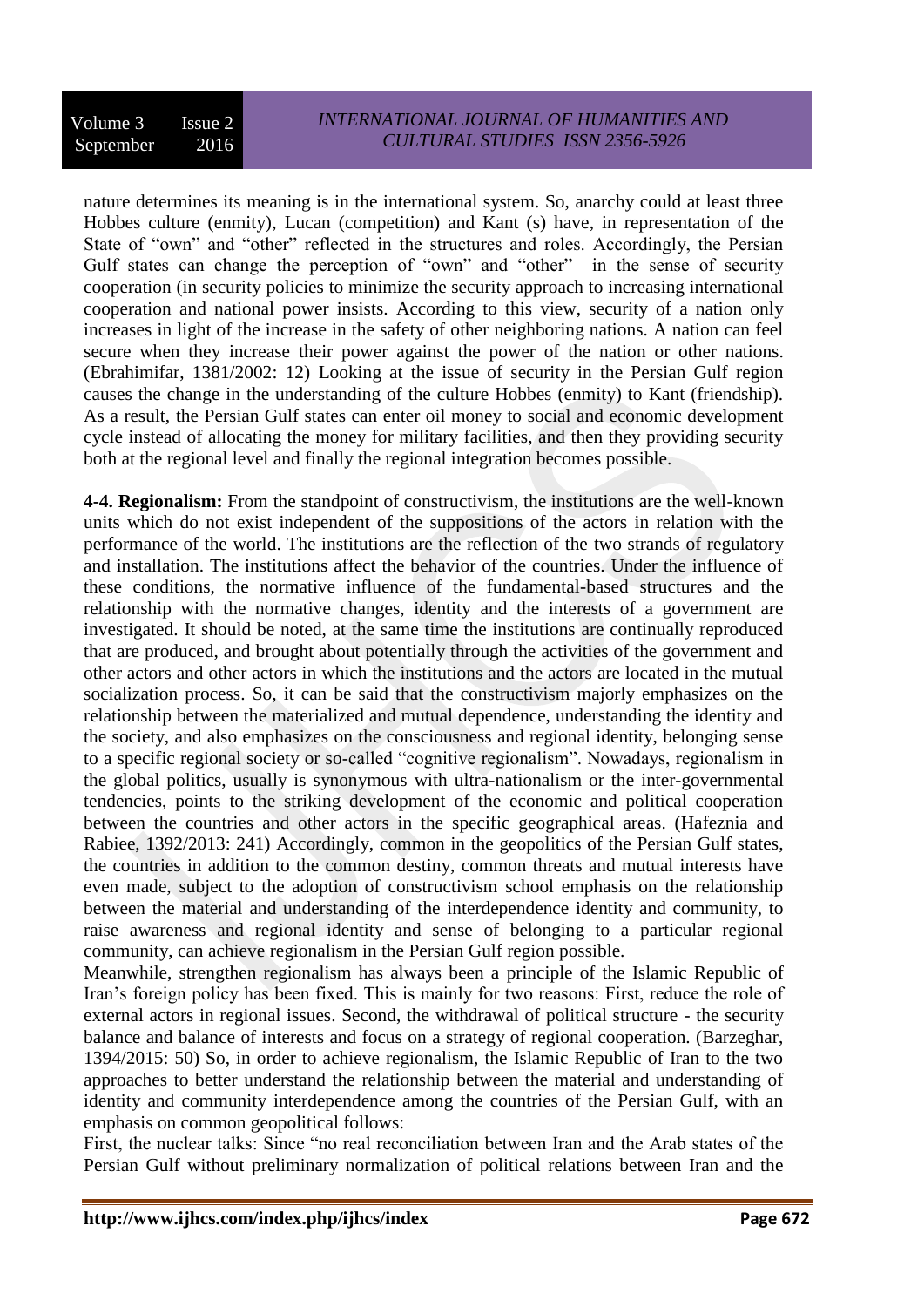nature determines its meaning is in the international system. So, anarchy could at least three Hobbes culture (enmity), Lucan (competition) and Kant (s) have, in representation of the State of "own" and "other" reflected in the structures and roles. Accordingly, the Persian Gulf states can change the perception of "own" and "other" in the sense of security cooperation (in security policies to minimize the security approach to increasing international cooperation and national power insists. According to this view, security of a nation only increases in light of the increase in the safety of other neighboring nations. A nation can feel secure when they increase their power against the power of the nation or other nations. (Ebrahimifar, 1381/2002: 12) Looking at the issue of security in the Persian Gulf region causes the change in the understanding of the culture Hobbes (enmity) to Kant (friendship). As a result, the Persian Gulf states can enter oil money to social and economic development cycle instead of allocating the money for military facilities, and then they providing security both at the regional level and finally the regional integration becomes possible.

**4-4. Regionalism:** From the standpoint of constructivism, the institutions are the well-known units which do not exist independent of the suppositions of the actors in relation with the performance of the world. The institutions are the reflection of the two strands of regulatory and installation. The institutions affect the behavior of the countries. Under the influence of these conditions, the normative influence of the fundamental-based structures and the relationship with the normative changes, identity and the interests of a government are investigated. It should be noted, at the same time the institutions are continually reproduced that are produced, and brought about potentially through the activities of the government and other actors and other actors in which the institutions and the actors are located in the mutual socialization process. So, it can be said that the constructivism majorly emphasizes on the relationship between the materialized and mutual dependence, understanding the identity and the society, and also emphasizes on the consciousness and regional identity, belonging sense to a specific regional society or so-called "cognitive regionalism". Nowadays, regionalism in the global politics, usually is synonymous with ultra-nationalism or the inter-governmental tendencies, points to the striking development of the economic and political cooperation between the countries and other actors in the specific geographical areas. (Hafeznia and Rabiee, 1392/2013: 241) Accordingly, common in the geopolitics of the Persian Gulf states, the countries in addition to the common destiny, common threats and mutual interests have even made, subject to the adoption of constructivism school emphasis on the relationship between the material and understanding of the interdependence identity and community, to raise awareness and regional identity and sense of belonging to a particular regional community, can achieve regionalism in the Persian Gulf region possible.

Meanwhile, strengthen regionalism has always been a principle of the Islamic Republic of Iran's foreign policy has been fixed. This is mainly for two reasons: First, reduce the role of external actors in regional issues. Second, the withdrawal of political structure - the security balance and balance of interests and focus on a strategy of regional cooperation. (Barzeghar, 1394/2015: 50) So, in order to achieve regionalism, the Islamic Republic of Iran to the two approaches to better understand the relationship between the material and understanding of identity and community interdependence among the countries of the Persian Gulf, with an emphasis on common geopolitical follows:

First, the nuclear talks: Since "no real reconciliation between Iran and the Arab states of the Persian Gulf without preliminary normalization of political relations between Iran and the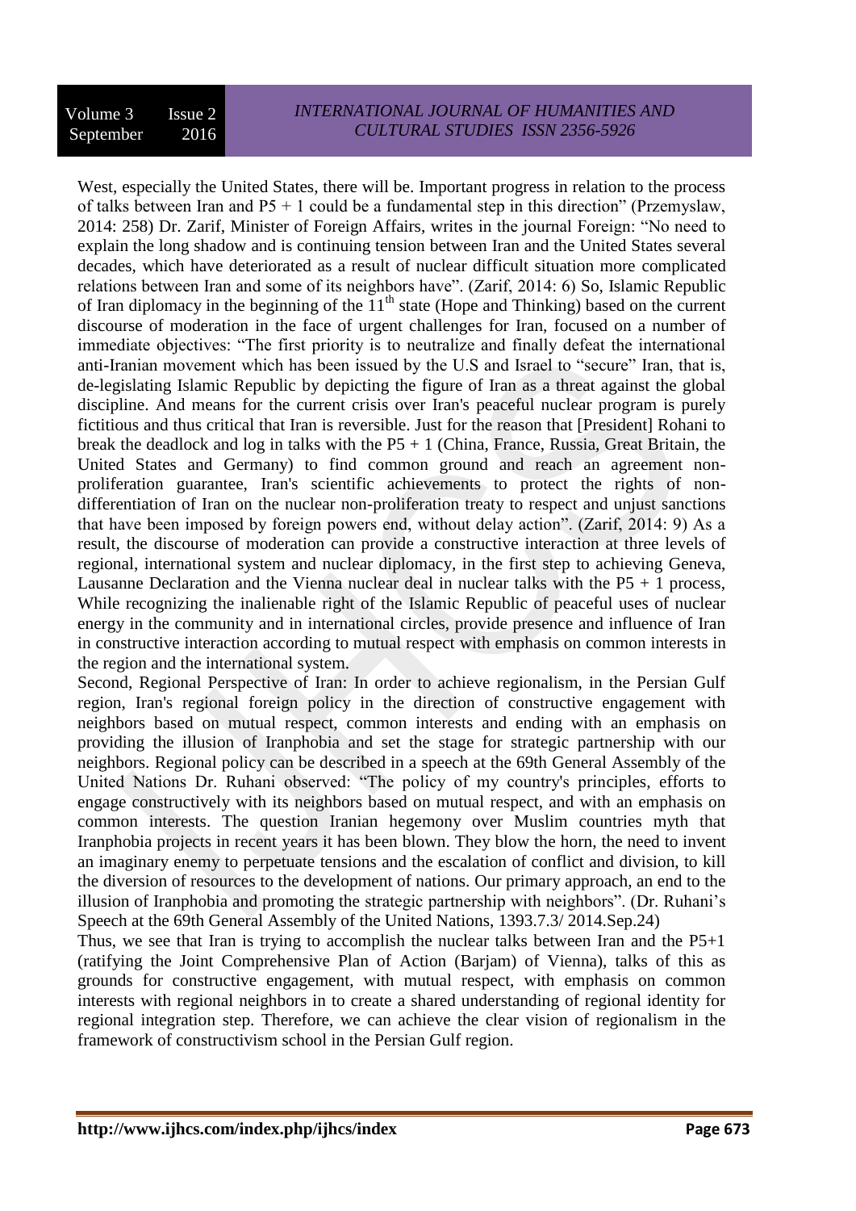West, especially the United States, there will be. Important progress in relation to the process of talks between Iran and P5 + 1 could be a fundamental step in this direction" (Przemyslaw, 2014: 258) Dr. Zarif, Minister of Foreign Affairs, writes in the journal Foreign: "No need to explain the long shadow and is continuing tension between Iran and the United States several decades, which have deteriorated as a result of nuclear difficult situation more complicated relations between Iran and some of its neighbors have". (Zarif, 2014: 6) So, Islamic Republic of Iran diplomacy in the beginning of the 11th state (Hope and Thinking) based on the current discourse of moderation in the face of urgent challenges for Iran, focused on a number of immediate objectives: "The first priority is to neutralize and finally defeat the international anti-Iranian movement which has been issued by the U.S and Israel to "secure" Iran, that is, de-legislating Islamic Republic by depicting the figure of Iran as a threat against the global discipline. And means for the current crisis over Iran's peaceful nuclear program is purely fictitious and thus critical that Iran is reversible. Just for the reason that [President] Rohani to break the deadlock and log in talks with the P5 + 1 (China, France, Russia, Great Britain, the United States and Germany) to find common ground and reach an agreement non-proliferation guarantee, Iran's scientific achievements to protect the rights of non-differentiation of Iran on the nuclear non-proliferation treaty to respect and unjust sanctions that have been imposed by foreign powers end, without delay action". (Zarif, 2014: 9) As a result, the discourse of moderation can provide a constructive interaction at three levels of regional, international system and nuclear diplomacy, in the first step to achieving Geneva, Lausanne Declaration and the Vienna nuclear deal in nuclear talks with the P5 + 1 process, While recognizing the inalienable right of the Islamic Republic of peaceful uses of nuclear energy in the community and in international circles, provide presence and influence of Iran in constructive interaction according to mutual respect with emphasis on common interests in the region and the international system.

Second, Regional Perspective of Iran: In order to achieve regionalism, in the Persian Gulf region, Iran's regional foreign policy in the direction of constructive engagement with neighbors based on mutual respect, common interests and ending with an emphasis on providing the illusion of Iranphobia and set the stage for strategic partnership with our neighbors. Regional policy can be described in a speech at the 69th General Assembly of the United Nations Dr. Ruhani observed: "The policy of my country's principles, efforts to engage constructively with its neighbors based on mutual respect, and with an emphasis on common interests. The question Iranian hegemony over Muslim countries myth that Iranphobia projects in recent years it has been blown. They blow the horn, the need to invent an imaginary enemy to perpetuate tensions and the escalation of conflict and division, to kill the diversion of resources to the development of nations. Our primary approach, an end to the illusion of Iranphobia and promoting the strategic partnership with neighbors". (Dr. Ruhani's Speech at the 69th General Assembly of the United Nations, 1393.7.3/ 2014.Sep.24)

Thus, we see that Iran is trying to accomplish the nuclear talks between Iran and the P5+1 (ratifying the Joint Comprehensive Plan of Action (Barjam) of Vienna), talks of this as grounds for constructive engagement, with mutual respect, with emphasis on common interests with regional neighbors in to create a shared understanding of regional identity for regional integration step. Therefore, we can achieve the clear vision of regionalism in the framework of constructivism school in the Persian Gulf region.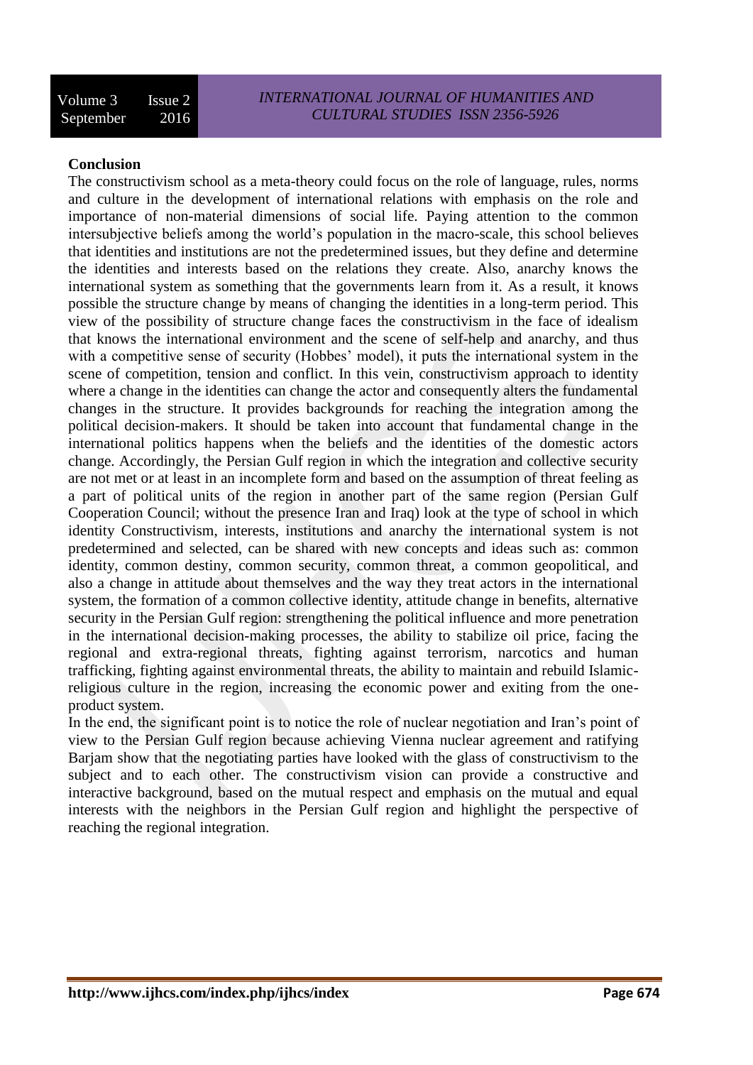## Conclusion

The constructivism school as a meta-theory could focus on the role of language, rules, norms and culture in the development of international relations with emphasis on the role and importance of non-material dimensions of social life. Paying attention to the common intersubjective beliefs among the world's population in the macro-scale, this school believes that identities and institutions are not the predetermined issues, but they define and determine the identities and interests based on the relations they create. Also, anarchy knows the international system as something that the governments learn from it. As a result, it knows possible the structure change by means of changing the identities in a long-term period. This view of the possibility of structure change faces the constructivism in the face of idealism that knows the international environment and the scene of self-help and anarchy, and thus with a competitive sense of security (Hobbes' model), it puts the international system in the scene of competition, tension and conflict. In this vein, constructivism approach to identity where a change in the identities can change the actor and consequently alters the fundamental changes in the structure. It provides backgrounds for reaching the integration among the political decision-makers. It should be taken into account that fundamental change in the international politics happens when the beliefs and the identities of the domestic actors change. Accordingly, the Persian Gulf region in which the integration and collective security are not met or at least in an incomplete form and based on the assumption of threat feeling as a part of political units of the region in another part of the same region (Persian Gulf Cooperation Council; without the presence Iran and Iraq) look at the type of school in which identity Constructivism, interests, institutions and anarchy the international system is not predetermined and selected, can be shared with new concepts and ideas such as: common identity, common destiny, common security, common threat, a common geopolitical, and also a change in attitude about themselves and the way they treat actors in the international system, the formation of a common collective identity, attitude change in benefits, alternative security in the Persian Gulf region: strengthening the political influence and more penetration in the international decision-making processes, the ability to stabilize oil price, facing the regional and extra-regional threats, fighting against terrorism, narcotics and human trafficking, fighting against environmental threats, the ability to maintain and rebuild Islamic-religious culture in the region, increasing the economic power and exiting from the one-product system.

In the end, the significant point is to notice the role of nuclear negotiation and Iran's point of view to the Persian Gulf region because achieving Vienna nuclear agreement and ratifying Barjam show that the negotiating parties have looked with the glass of constructivism to the subject and to each other. The constructivism vision can provide a constructive and interactive background, based on the mutual respect and emphasis on the mutual and equal interests with the neighbors in the Persian Gulf region and highlight the perspective of reaching the regional integration.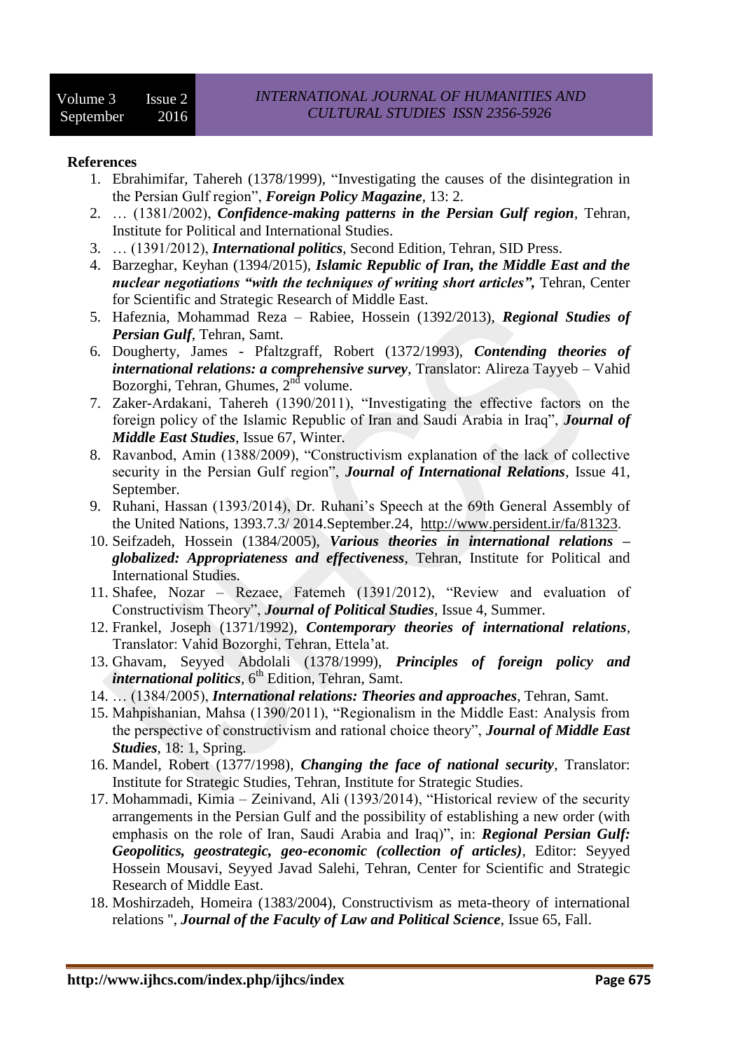**References**

1. Ebrahimifar, Tahereh (1378/1999), "Investigating the causes of the disintegration in the Persian Gulf region", ***Foreign Policy Magazine***, 13: 2.
2. … (1381/2002), ***Confidence-making patterns in the Persian Gulf region***, Tehran, Institute for Political and International Studies.
3. … (1391/2012), ***International politics***, Second Edition, Tehran, SID Press.
4. Barzeghar, Keyhan (1394/2015), ***Islamic Republic of Iran, the Middle East and the nuclear negotiations "with the techniques of writing short articles",*** Tehran, Center for Scientific and Strategic Research of Middle East.
5. Hafeznia, Mohammad Reza – Rabiee, Hossein (1392/2013), ***Regional Studies of Persian Gulf***, Tehran, Samt.
6. Dougherty, James - Pfaltzgraff, Robert (1372/1993), ***Contending theories of international relations: a comprehensive survey***, Translator: Alireza Tayyeb – Vahid Bozorghi, Tehran, Ghumes, 2nd volume.
7. Zaker-Ardakani, Tahereh (1390/2011), "Investigating the effective factors on the foreign policy of the Islamic Republic of Iran and Saudi Arabia in Iraq", ***Journal of Middle East Studies***, Issue 67, Winter.
8. Ravanbod, Amin (1388/2009), "Constructivism explanation of the lack of collective security in the Persian Gulf region", ***Journal of International Relations***, Issue 41, September.
9. Ruhani, Hassan (1393/2014), Dr. Ruhani's Speech at the 69th General Assembly of the United Nations, 1393.7.3/ 2014.September.24, http://www.persident.ir/fa/81323.
10. Seifzadeh, Hossein (1384/2005), ***Various theories in international relations – globalized: Appropriateness and effectiveness***, Tehran, Institute for Political and International Studies.
11. Shafee, Nozar – Rezaee, Fatemeh (1391/2012), "Review and evaluation of Constructivism Theory", ***Journal of Political Studies***, Issue 4, Summer.
12. Frankel, Joseph (1371/1992), ***Contemporary theories of international relations***, Translator: Vahid Bozorghi, Tehran, Ettela'at.
13. Ghavam, Seyyed Abdolali (1378/1999), ***Principles of foreign policy and international politics***, 6th Edition, Tehran, Samt.
14. … (1384/2005), ***International relations: Theories and approaches***, Tehran, Samt.
15. Mahpishanian, Mahsa (1390/2011), "Regionalism in the Middle East: Analysis from the perspective of constructivism and rational choice theory", ***Journal of Middle East Studies***, 18: 1, Spring.
16. Mandel, Robert (1377/1998), ***Changing the face of national security***, Translator: Institute for Strategic Studies, Tehran, Institute for Strategic Studies.
17. Mohammadi, Kimia – Zeinivand, Ali (1393/2014), "Historical review of the security arrangements in the Persian Gulf and the possibility of establishing a new order (with emphasis on the role of Iran, Saudi Arabia and Iraq)", in: ***Regional Persian Gulf: Geopolitics, geostrategic, geo-economic (collection of articles)***, Editor: Seyyed Hossein Mousavi, Seyyed Javad Salehi, Tehran, Center for Scientific and Strategic Research of Middle East.
18. Moshirzadeh, Homeira (1383/2004), Constructivism as meta-theory of international relations ", ***Journal of the Faculty of Law and Political Science***, Issue 65, Fall.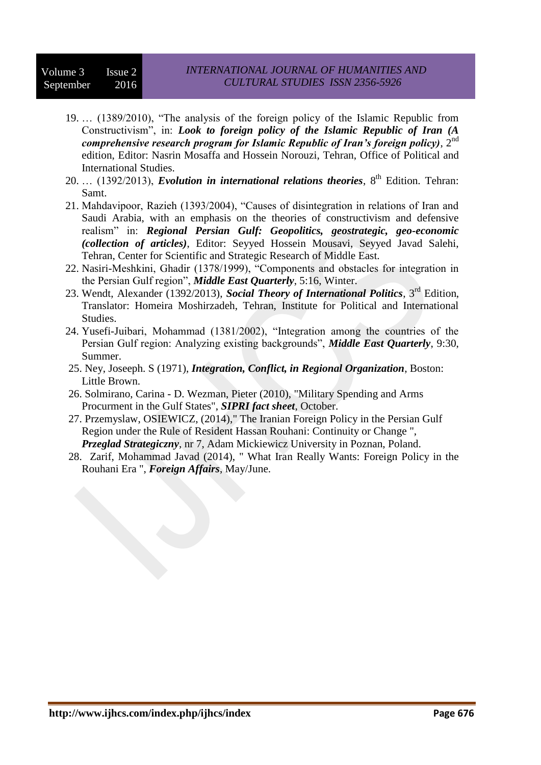19. … (1389/2010), "The analysis of the foreign policy of the Islamic Republic from Constructivism", in: ***Look to foreign policy of the Islamic Republic of Iran (A comprehensive research program for Islamic Republic of Iran's foreign policy)***, 2nd edition, Editor: Nasrin Mosaffa and Hossein Norouzi, Tehran, Office of Political and International Studies.
20. … (1392/2013), ***Evolution in international relations theories***, 8th Edition. Tehran: Samt.
21. Mahdavipoor, Razieh (1393/2004), "Causes of disintegration in relations of Iran and Saudi Arabia, with an emphasis on the theories of constructivism and defensive realism" in: ***Regional Persian Gulf: Geopolitics, geostrategic, geo-economic (collection of articles)***, Editor: Seyyed Hossein Mousavi, Seyyed Javad Salehi, Tehran, Center for Scientific and Strategic Research of Middle East.
22. Nasiri-Meshkini, Ghadir (1378/1999), "Components and obstacles for integration in the Persian Gulf region", ***Middle East Quarterly***, 5:16, Winter.
23. Wendt, Alexander (1392/2013), ***Social Theory of International Politics***, 3rd Edition, Translator: Homeira Moshirzadeh, Tehran, Institute for Political and International Studies.
24. Yusefi-Juibari, Mohammad (1381/2002), "Integration among the countries of the Persian Gulf region: Analyzing existing backgrounds", ***Middle East Quarterly***, 9:30, Summer.
25. Ney, Joseeph. S (1971), ***Integration, Conflict, in Regional Organization***, Boston: Little Brown.
26. Solmirano, Carina - D. Wezman, Pieter (2010), "Military Spending and Arms Procurment in the Gulf States", ***SIPRI fact sheet***, October.
27. Przemyslaw, OSIEWICZ, (2014)," The Iranian Foreign Policy in the Persian Gulf Region under the Rule of Resident Hassan Rouhani: Continuity or Change ", ***Przeglad Strategiczny***, nr 7, Adam Mickiewicz University in Poznan, Poland.
28. Zarif, Mohammad Javad (2014), " What Iran Really Wants: Foreign Policy in the Rouhani Era ", ***Foreign Affairs***, May/June.